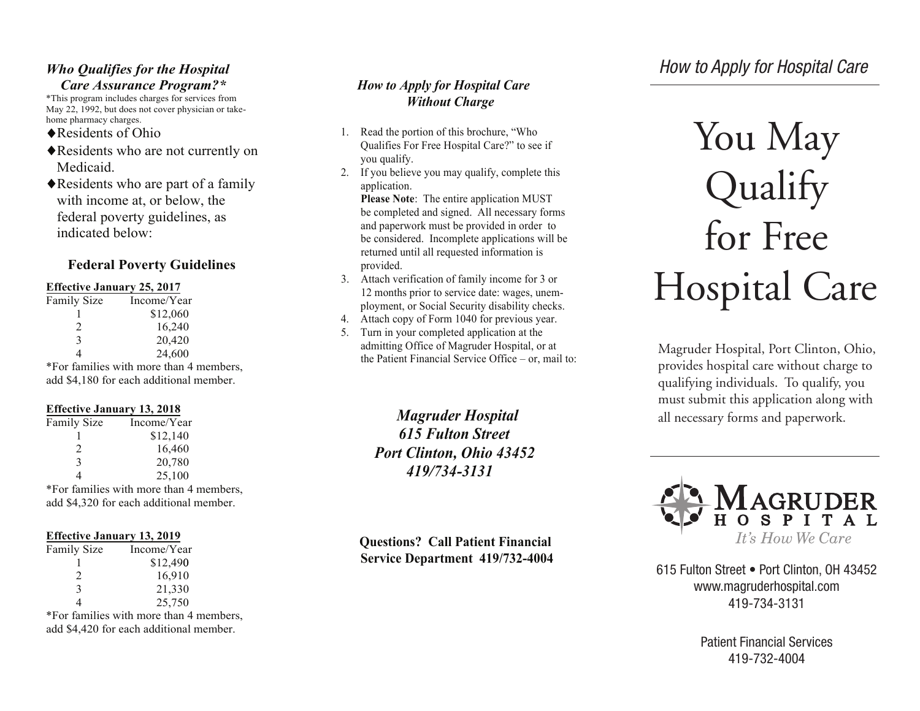### *Who Qualifies for the Hospital Care Assurance Program?**

*This program includes charges for services from May 22, 1992, but does not cover physician or take-home pharmacy charges.

- ◆Residents of Ohio
- ◆Residents who are not currently on Medicaid.
- ◆Residents who are part of a family with income at, or below, the federal poverty guidelines, as indicated below:

### Federal Poverty Guidelines

**Effective January 25, 2017**

| Family Size | Income/Year |
|---|---|
| 1 | $12,060 |
| 2 | 16,240 |
| 3 | 20,420 |
| 4 | 24,600 |

*For families with more than 4 members, add $4,180 for each additional member.

**Effective January 13, 2018**

| Family Size | Income/Year |
|---|---|
| 1 | $12,140 |
| 2 | 16,460 |
| 3 | 20,780 |
| 4 | 25,100 |

*For families with more than 4 members, add $4,320 for each additional member.

**Effective January 13, 2019**

| Family Size | Income/Year |
|---|---|
| 1 | $12,490 |
| 2 | 16,910 |
| 3 | 21,330 |
| 4 | 25,750 |

*For families with more than 4 members, add $4,420 for each additional member.

### *How to Apply for Hospital Care Without Charge*

1. Read the portion of this brochure, "Who Qualifies For Free Hospital Care?" to see if you qualify.
2. If you believe you may qualify, complete this application.
   **Please Note**: The entire application MUST be completed and signed. All necessary forms and paperwork must be provided in order to be considered. Incomplete applications will be returned until all requested information is provided.
3. Attach verification of family income for 3 or 12 months prior to service date: wages, unemployment, or Social Security disability checks.
4. Attach copy of Form 1040 for previous year.
5. Turn in your completed application at the admitting Office of Magruder Hospital, or at the Patient Financial Service Office – or, mail to:

***Magruder Hospital***
***615 Fulton Street***
***Port Clinton, Ohio 43452***
***419/734-3131***

**Questions? Call Patient Financial Service Department 419/732-4004**

*How to Apply for Hospital Care*

# You May Qualify for Free Hospital Care

Magruder Hospital, Port Clinton, Ohio, provides hospital care without charge to qualifying individuals. To qualify, you must submit this application along with all necessary forms and paperwork.

MAGRUDER HOSPITAL
*It's How We Care*

615 Fulton Street • Port Clinton, OH 43452
www.magruderhospital.com
419-734-3131

Patient Financial Services
419-732-4004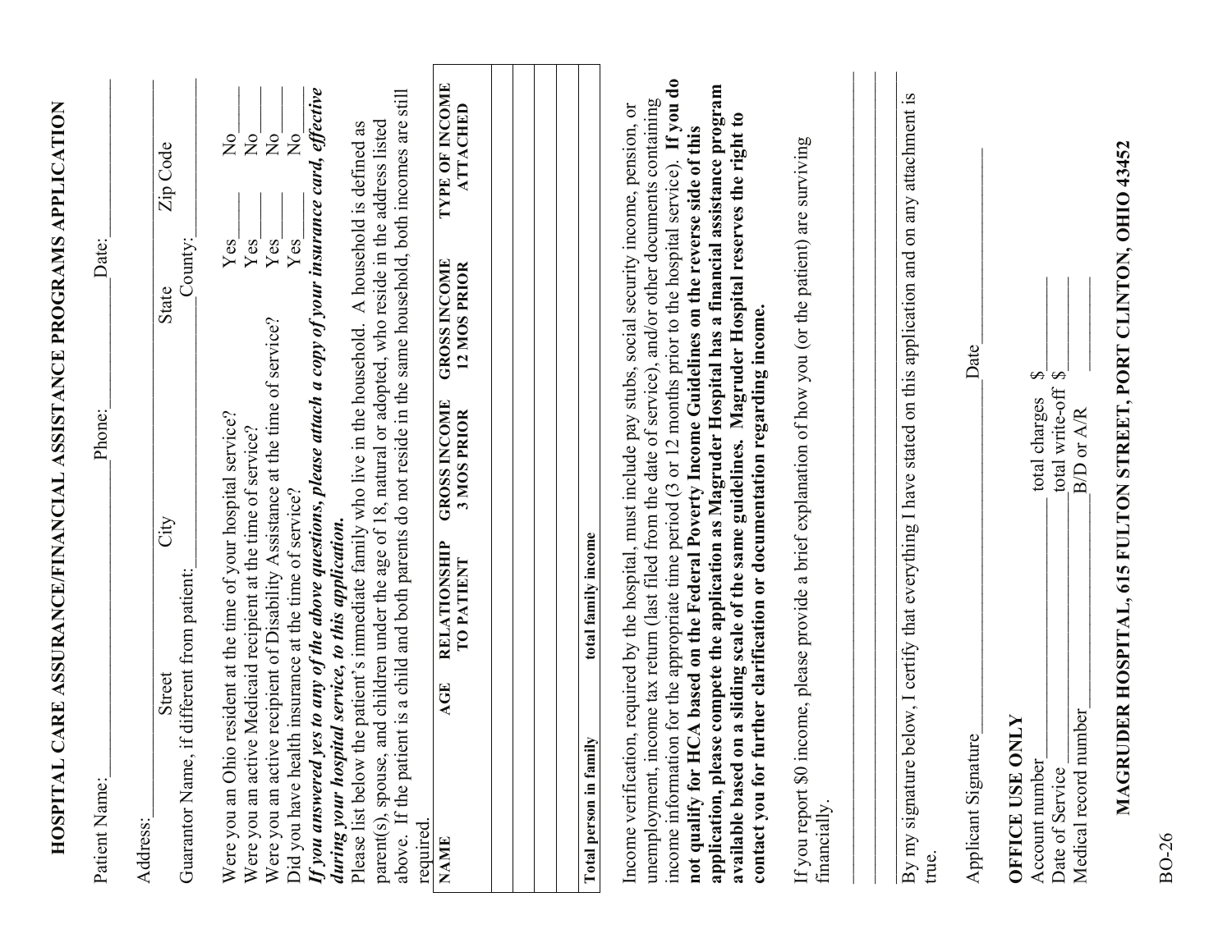# HOSPITAL CARE ASSURANCE/FINANCIAL ASSISTANCE PROGRAMS APPLICATION

Patient Name:_______________________ Phone:_______________ Date:_______________

Address:_______________________________________________________________
Street City State Zip Code

Guarantor Name, if different from patient:_______________________ County:_______________

Were you an Ohio resident at the time of your hospital service? Yes____ No____
Were you an active Medicaid recipient at the time of service? Yes____ No____
Were you an active recipient of Disability Assistance at the time of service? Yes____ No____
Did you have health insurance at the time of service? Yes____ No____

***If you answered yes to any of the above questions, please attach a copy of your insurance card, effective during your hospital service, to this application.***

Please list below the patient's immediate family who live in the household. A household is defined as parent(s), spouse, and children under the age of 18, natural or adopted, who reside in the address listed above. If the patient is a child and both parents do not reside in the same household, both incomes are still required.

| NAME | AGE | RELATIONSHIP TO PATIENT | GROSS INCOME 3 MOS PRIOR | GROSS INCOME 12 MOS PRIOR | TYPE OF INCOME ATTACHED |
|---|---|---|---|---|---|
| | | | | | |
| | | | | | |
| | | | | | |
| | | | | | |
| Total person in family | | total family income | | | |

Income verification, required by the hospital, must include pay stubs, social security income, pension, or unemployment, income tax return (last filed from the date of service), and/or other documents containing income information for the appropriate time period (3 or 12 months prior to the hospital service). **If you do not qualify for HCA based on the Federal Poverty Income Guidelines on the reverse side of this application, please compete the application as Magruder Hospital has a financial assistance program available based on a sliding scale of the same guidelines. Magruder Hospital reserves the right to contact you for further clarification or documentation regarding income.**

If you report $0 income, please provide a brief explanation of how you (or the patient) are surviving financially.

_______________________________________________________________

_______________________________________________________________

By my signature below, I certify that everything I have stated on this application and on any attachment is true.

Applicant Signature_______________________________ Date_______________

**OFFICE USE ONLY**

Account number_______________ total charges $_______________
Date of Service_______________ total write-off $_______________
Medical record number_______________ B/D or A/R _______________

**MAGRUDER HOSPITAL, 615 FULTON STREET, PORT CLINTON, OHIO 43452**

BO-26